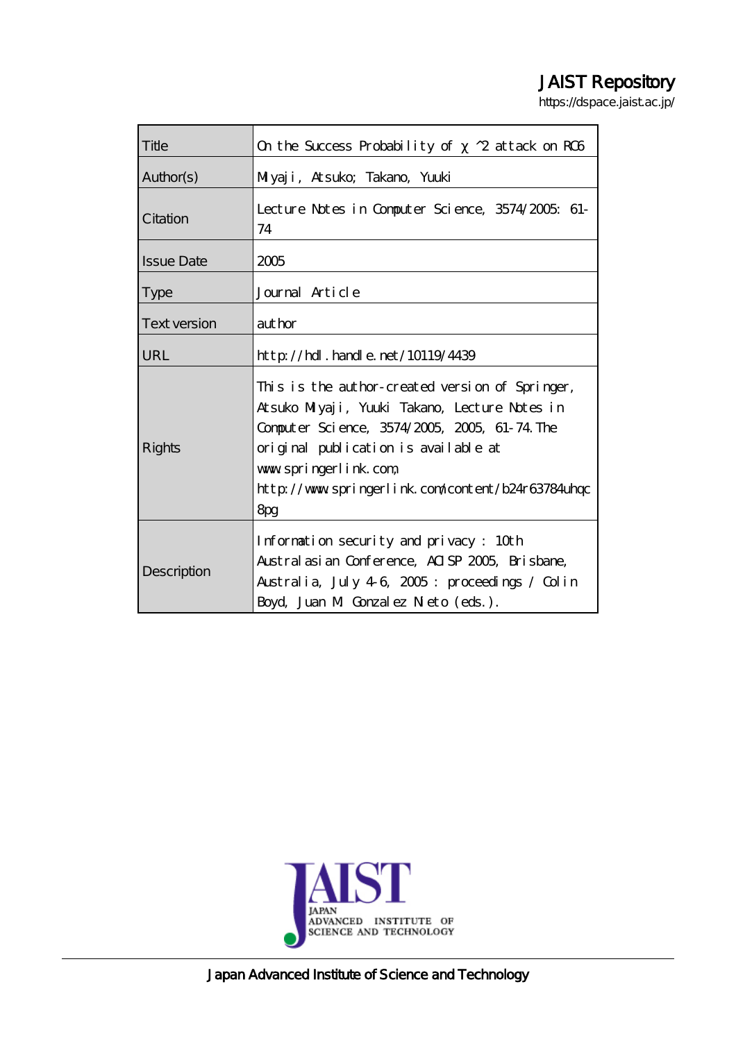JAIST Repository

https://dspace.jaist.ac.jp/

| | |
|---|---|
| Title | On the Success Probability of $\chi$^2 attack on RC6 |
| Author(s) | Miyaji, Atsuko; Takano, Yuuki |
| Citation | Lecture Notes in Computer Science, 3574/2005: 61-74 |
| Issue Date | 2005 |
| Type | Journal Article |
| Text version | author |
| URL | http://hdl.handle.net/10119/4439 |
| Rights | This is the author-created version of Springer, Atsuko Miyaji, Yuuki Takano, Lecture Notes in Computer Science, 3574/2005, 2005, 61-74. The original publication is available at www.springerlink.com, http://www.springerlink.com/content/b24r63784uhqc8pg |
| Description | Information security and privacy : 10th Australasian Conference, ACISP 2005, Brisbane, Australia, July 4-6, 2005 : proceedings / Colin Boyd, Juan M. Gonzalez Nieto (eds.). |

JAIST

JAPAN ADVANCED INSTITUTE OF SCIENCE AND TECHNOLOGY

Japan Advanced Institute of Science and Technology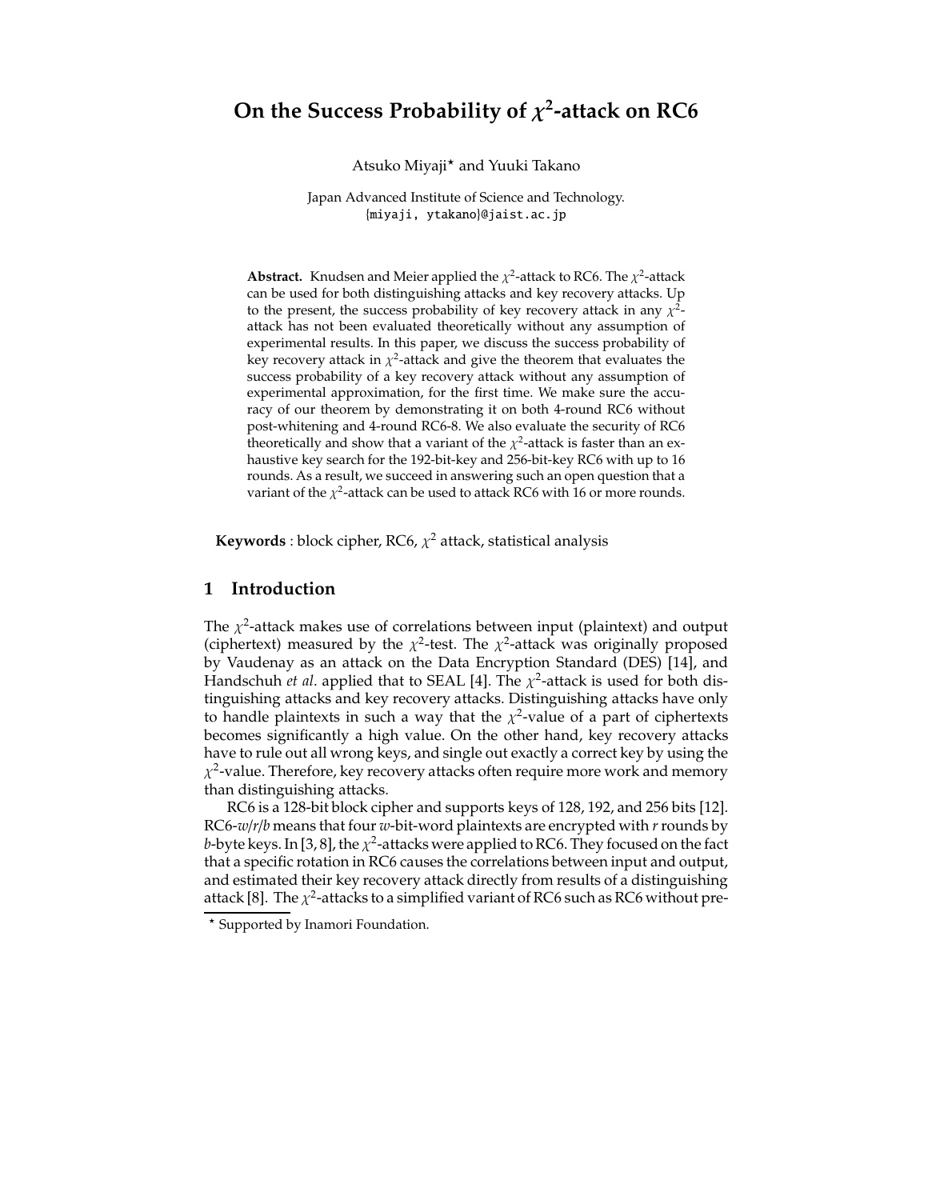# On the Success Probability of $\chi^2$-attack on RC6

Atsuko Miyaji* and Yuuki Takano

Japan Advanced Institute of Science and Technology.
{miyaji, ytakano}@jaist.ac.jp

**Abstract.** Knudsen and Meier applied the $\chi^2$-attack to RC6. The $\chi^2$-attack can be used for both distinguishing attacks and key recovery attacks. Up to the present, the success probability of key recovery attack in any $\chi^2$-attack has not been evaluated theoretically without any assumption of experimental results. In this paper, we discuss the success probability of key recovery attack in $\chi^2$-attack and give the theorem that evaluates the success probability of a key recovery attack without any assumption of experimental approximation, for the first time. We make sure the accuracy of our theorem by demonstrating it on both 4-round RC6 without post-whitening and 4-round RC6-8. We also evaluate the security of RC6 theoretically and show that a variant of the $\chi^2$-attack is faster than an exhaustive key search for the 192-bit-key and 256-bit-key RC6 with up to 16 rounds. As a result, we succeed in answering such an open question that a variant of the $\chi^2$-attack can be used to attack RC6 with 16 or more rounds.

**Keywords** : block cipher, RC6, $\chi^2$ attack, statistical analysis

## 1 Introduction

The $\chi^2$-attack makes use of correlations between input (plaintext) and output (ciphertext) measured by the $\chi^2$-test. The $\chi^2$-attack was originally proposed by Vaudenay as an attack on the Data Encryption Standard (DES) [14], and Handschuh *et al*. applied that to SEAL [4]. The $\chi^2$-attack is used for both distinguishing attacks and key recovery attacks. Distinguishing attacks have only to handle plaintexts in such a way that the $\chi^2$-value of a part of ciphertexts becomes significantly a high value. On the other hand, key recovery attacks have to rule out all wrong keys, and single out exactly a correct key by using the $\chi^2$-value. Therefore, key recovery attacks often require more work and memory than distinguishing attacks.

RC6 is a 128-bit block cipher and supports keys of 128, 192, and 256 bits [12]. RC6-*w*/*r*/*b* means that four *w*-bit-word plaintexts are encrypted with *r* rounds by *b*-byte keys. In [3, 8], the $\chi^2$-attacks were applied to RC6. They focused on the fact that a specific rotation in RC6 causes the correlations between input and output, and estimated their key recovery attack directly from results of a distinguishing attack [8]. The $\chi^2$-attacks to a simplified variant of RC6 such as RC6 without pre-

* Supported by Inamori Foundation.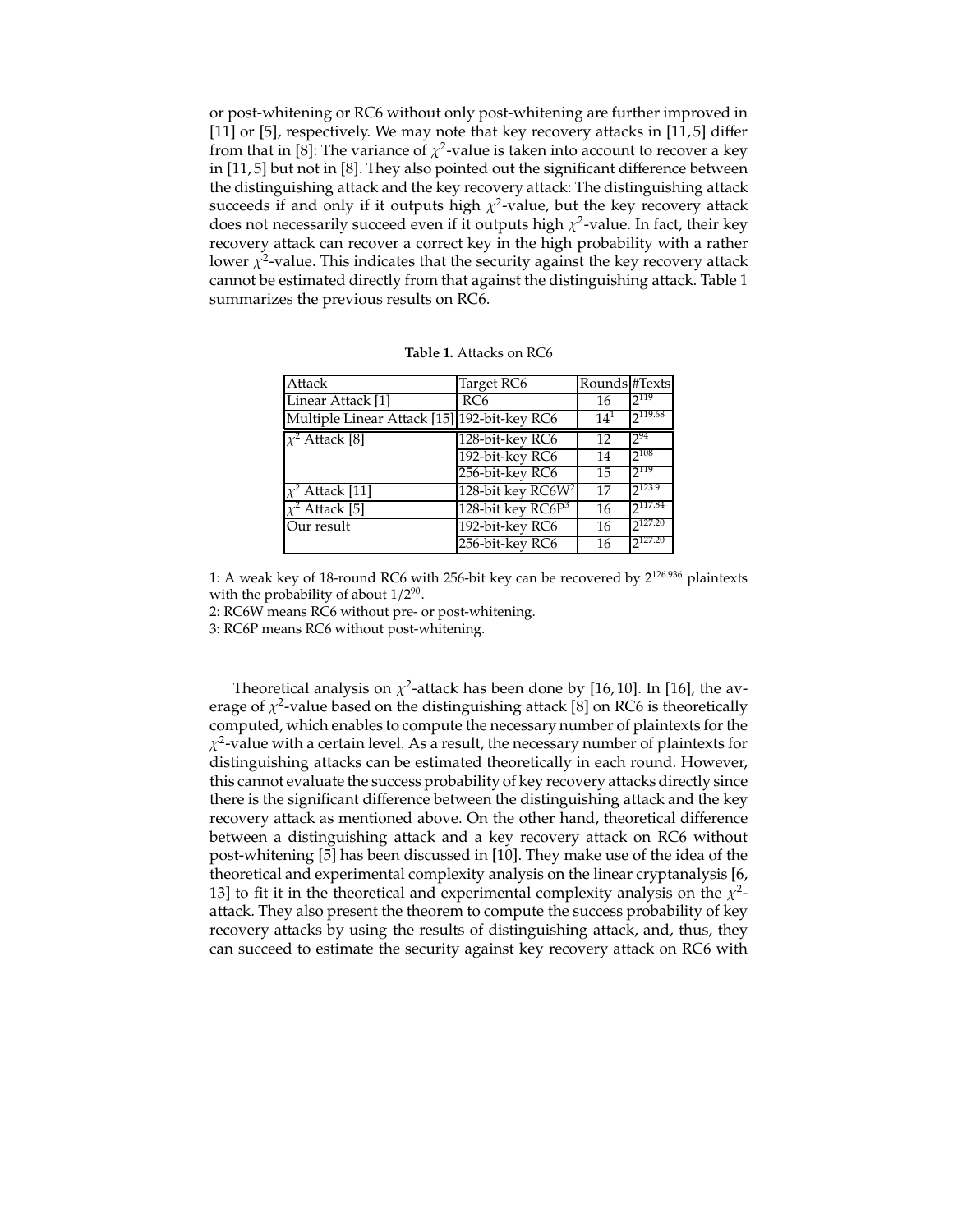or post-whitening or RC6 without only post-whitening are further improved in [11] or [5], respectively. We may note that key recovery attacks in [11, 5] differ from that in [8]: The variance of $\chi^2$-value is taken into account to recover a key in [11, 5] but not in [8]. They also pointed out the significant difference between the distinguishing attack and the key recovery attack: The distinguishing attack succeeds if and only if it outputs high $\chi^2$-value, but the key recovery attack does not necessarily succeed even if it outputs high $\chi^2$-value. In fact, their key recovery attack can recover a correct key in the high probability with a rather lower $\chi^2$-value. This indicates that the security against the key recovery attack cannot be estimated directly from that against the distinguishing attack. Table 1 summarizes the previous results on RC6.

**Table 1.** Attacks on RC6

| Attack | Target RC6 | Rounds | #Texts |
|---|---|---|---|
| Linear Attack [1] | RC6 | 16 | $2^{119}$ |
| Multiple Linear Attack [15] | 192-bit-key RC6 | 14[1] | $2^{119.68}$ |
| $\chi^2$ Attack [8] | 128-bit-key RC6 | 12 | $2^{94}$ |
| | 192-bit-key RC6 | 14 | $2^{108}$ |
| | 256-bit-key RC6 | 15 | $2^{119}$ |
| $\chi^2$ Attack [11] | 128-bit key RC6W[2] | 17 | $2^{123.9}$ |
| $\chi^2$ Attack [5] | 128-bit key RC6P[3] | 16 | $2^{117.84}$ |
| Our result | 192-bit-key RC6 | 16 | $2^{127.20}$ |
| | 256-bit-key RC6 | 16 | $2^{127.20}$ |

1: A weak key of 18-round RC6 with 256-bit key can be recovered by $2^{126.936}$ plaintexts with the probability of about $1/2^{90}$.

2: RC6W means RC6 without pre- or post-whitening.

3: RC6P means RC6 without post-whitening.

Theoretical analysis on $\chi^2$-attack has been done by [16, 10]. In [16], the average of $\chi^2$-value based on the distinguishing attack [8] on RC6 is theoretically computed, which enables to compute the necessary number of plaintexts for the $\chi^2$-value with a certain level. As a result, the necessary number of plaintexts for distinguishing attacks can be estimated theoretically in each round. However, this cannot evaluate the success probability of key recovery attacks directly since there is the significant difference between the distinguishing attack and the key recovery attack as mentioned above. On the other hand, theoretical difference between a distinguishing attack and a key recovery attack on RC6 without post-whitening [5] has been discussed in [10]. They make use of the idea of the theoretical and experimental complexity analysis on the linear cryptanalysis [6, 13] to fit it in the theoretical and experimental complexity analysis on the $\chi^2$-attack. They also present the theorem to compute the success probability of key recovery attacks by using the results of distinguishing attack, and, thus, they can succeed to estimate the security against key recovery attack on RC6 with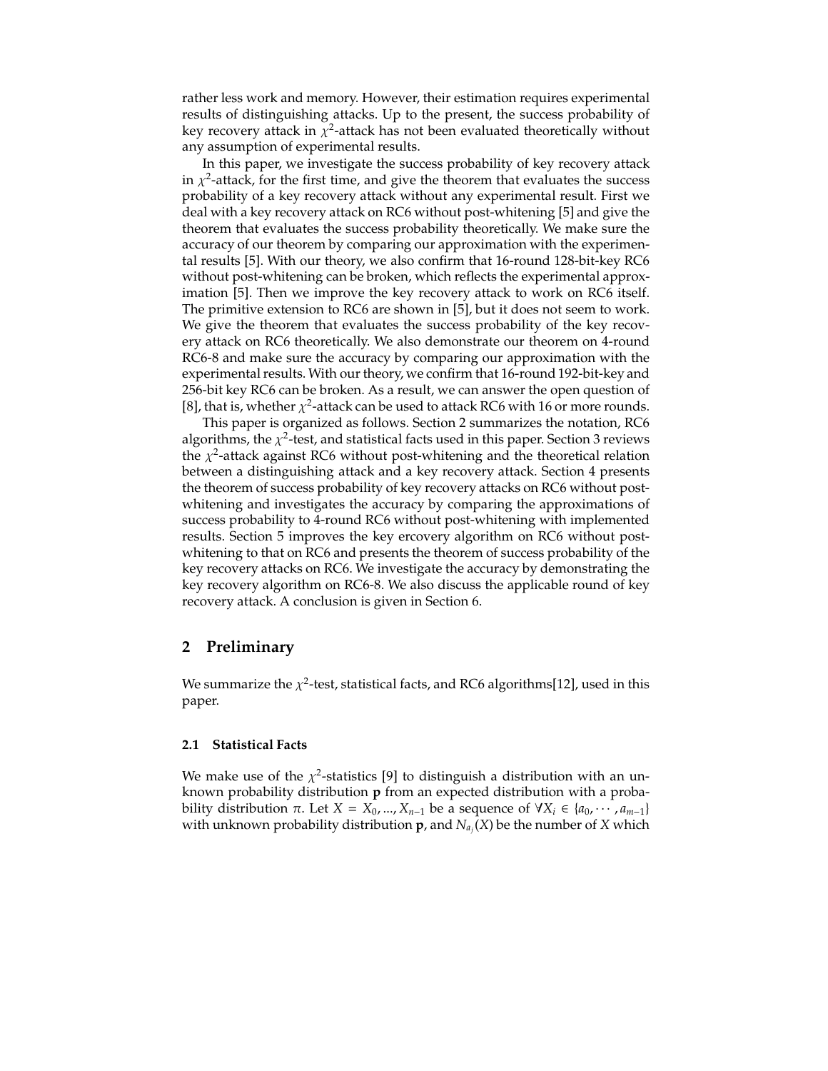rather less work and memory. However, their estimation requires experimental results of distinguishing attacks. Up to the present, the success probability of key recovery attack in $\chi^2$-attack has not been evaluated theoretically without any assumption of experimental results.

In this paper, we investigate the success probability of key recovery attack in $\chi^2$-attack, for the first time, and give the theorem that evaluates the success probability of a key recovery attack without any experimental result. First we deal with a key recovery attack on RC6 without post-whitening [5] and give the theorem that evaluates the success probability theoretically. We make sure the accuracy of our theorem by comparing our approximation with the experimental results [5]. With our theory, we also confirm that 16-round 128-bit-key RC6 without post-whitening can be broken, which reflects the experimental approximation [5]. Then we improve the key recovery attack to work on RC6 itself. The primitive extension to RC6 are shown in [5], but it does not seem to work. We give the theorem that evaluates the success probability of the key recovery attack on RC6 theoretically. We also demonstrate our theorem on 4-round RC6-8 and make sure the accuracy by comparing our approximation with the experimental results. With our theory, we confirm that 16-round 192-bit-key and 256-bit key RC6 can be broken. As a result, we can answer the open question of [8], that is, whether $\chi^2$-attack can be used to attack RC6 with 16 or more rounds.

This paper is organized as follows. Section 2 summarizes the notation, RC6 algorithms, the $\chi^2$-test, and statistical facts used in this paper. Section 3 reviews the $\chi^2$-attack against RC6 without post-whitening and the theoretical relation between a distinguishing attack and a key recovery attack. Section 4 presents the theorem of success probability of key recovery attacks on RC6 without post-whitening and investigates the accuracy by comparing the approximations of success probability to 4-round RC6 without post-whitening with implemented results. Section 5 improves the key ercovery algorithm on RC6 without post-whitening to that on RC6 and presents the theorem of success probability of the key recovery attacks on RC6. We investigate the accuracy by demonstrating the key recovery algorithm on RC6-8. We also discuss the applicable round of key recovery attack. A conclusion is given in Section 6.

## 2 Preliminary

We summarize the $\chi^2$-test, statistical facts, and RC6 algorithms[12], used in this paper.

### 2.1 Statistical Facts

We make use of the $\chi^2$-statistics [9] to distinguish a distribution with an unknown probability distribution $\mathbf{p}$ from an expected distribution with a probability distribution $\pi$. Let $X = X_0, ..., X_{n-1}$ be a sequence of $\forall X_i \in \{a_0, \cdots, a_{m-1}\}$ with unknown probability distribution $\mathbf{p}$, and $N_{a_j}(X)$ be the number of $X$ which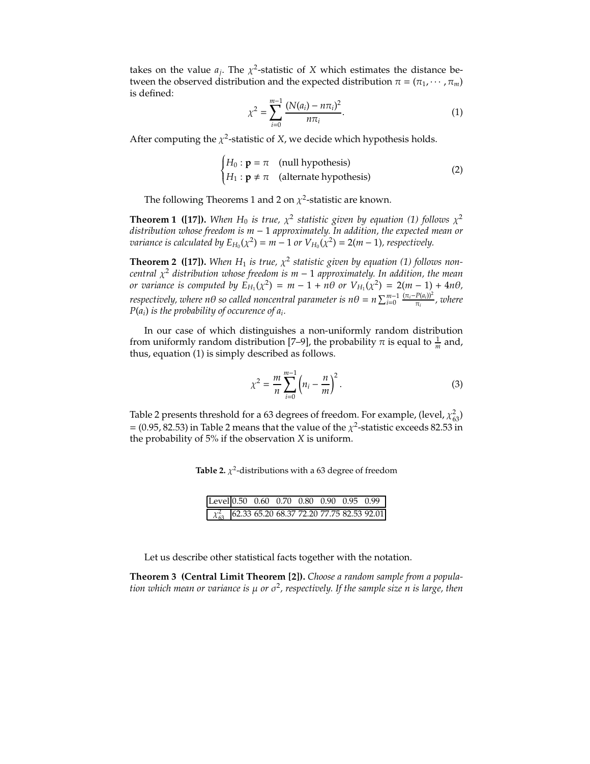takes on the value $a_j$. The $\chi^2$-statistic of $X$ which estimates the distance between the observed distribution and the expected distribution $\pi = (\pi_1, \cdots, \pi_m)$ is defined:

$$\chi^2 = \sum_{i=0}^{m-1} \frac{(N(a_i) - n\pi_i)^2}{n\pi_i}. \tag{1}$$

After computing the $\chi^2$-statistic of $X$, we decide which hypothesis holds.

$$\begin{cases} H_0 : \mathbf{p} = \pi & \text{(null hypothesis)} \\ H_1 : \mathbf{p} \neq \pi & \text{(alternate hypothesis)} \end{cases} \tag{2}$$

The following Theorems 1 and 2 on $\chi^2$-statistic are known.

**Theorem 1 ([17]).** *When $H_0$ is true, $\chi^2$ statistic given by equation (1) follows $\chi^2$ distribution whose freedom is $m-1$ approximately. In addition, the expected mean or variance is calculated by $E_{H_0}(\chi^2) = m - 1$ or $V_{H_0}(\chi^2) = 2(m-1)$, respectively.*

**Theorem 2 ([17]).** *When $H_1$ is true, $\chi^2$ statistic given by equation (1) follows non-central $\chi^2$ distribution whose freedom is $m-1$ approximately. In addition, the mean or variance is computed by $E_{H_1}(\chi^2) = m - 1 + n\theta$ or $V_{H_1}(\chi^2) = 2(m-1) + 4n\theta$, respectively, where $n\theta$ so called noncentral parameter is $n\theta = n\sum_{i=0}^{m-1} \frac{(\pi_i - P(a_i))^2}{\pi_i}$, where $P(a_i)$ is the probability of occurence of $a_i$.*

In our case of which distinguishes a non-uniformly random distribution from uniformly random distribution [7–9], the probability $\pi$ is equal to $\frac{1}{m}$ and, thus, equation (1) is simply described as follows.

$$\chi^2 = \frac{m}{n} \sum_{i=0}^{m-1} \left(n_i - \frac{n}{m}\right)^2. \tag{3}$$

Table 2 presents threshold for a 63 degrees of freedom. For example, (level, $\chi^2_{63}$) = (0.95, 82.53) in Table 2 means that the value of the $\chi^2$-statistic exceeds 82.53 in the probability of 5% if the observation $X$ is uniform.

**Table 2.** $\chi^2$-distributions with a 63 degree of freedom

| Level | 0.50 | 0.60 | 0.70 | 0.80 | 0.90 | 0.95 | 0.99 |
|---|---|---|---|---|---|---|---|
| $\chi^2_{63}$ | 62.33 | 65.20 | 68.37 | 72.20 | 77.75 | 82.53 | 92.01 |

Let us describe other statistical facts together with the notation.

**Theorem 3 (Central Limit Theorem [2]).** *Choose a random sample from a population which mean or variance is $\mu$ or $\sigma^2$, respectively. If the sample size $n$ is large, then*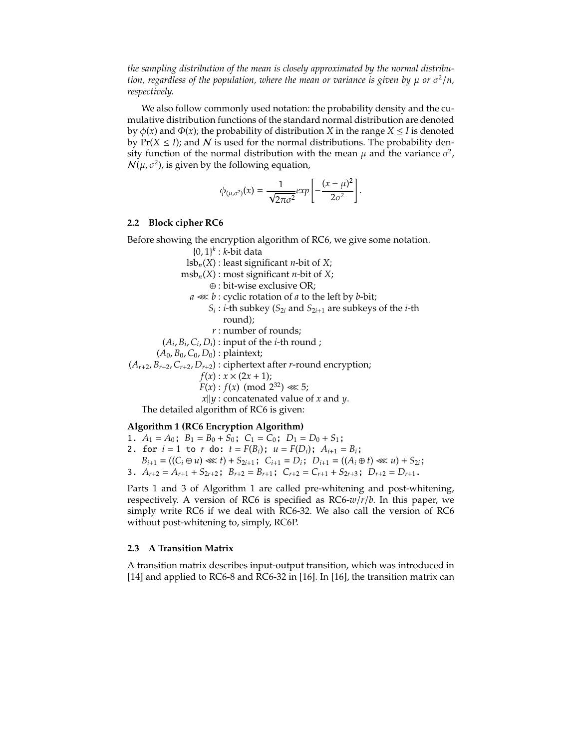*the sampling distribution of the mean is closely approximated by the normal distribution, regardless of the population, where the mean or variance is given by $\mu$ or $\sigma^2/n$, respectively.*

We also follow commonly used notation: the probability density and the cumulative distribution functions of the standard normal distribution are denoted by $\phi(x)$ and $\Phi(x)$; the probability of distribution $X$ in the range $X \leq I$ is denoted by $\Pr(X \leq I)$; and $\mathcal{N}$ is used for the normal distributions. The probability density function of the normal distribution with the mean $\mu$ and the variance $\sigma^2$, $\mathcal{N}(\mu, \sigma^2)$, is given by the following equation,

$$\phi_{(\mu,\sigma^2)}(x) = \frac{1}{\sqrt{2\pi\sigma^2}} exp\left[-\frac{(x-\mu)^2}{2\sigma^2}\right].$$

### 2.2 Block cipher RC6

Before showing the encryption algorithm of RC6, we give some notation.

- $\{0,1\}^k$ : $k$-bit data
- $\mathrm{lsb}_n(X)$ : least significant $n$-bit of $X$;
- $\mathrm{msb}_n(X)$ : most significant $n$-bit of $X$;
- $\oplus$ : bit-wise exclusive OR;
- $a \lll b$ : cyclic rotation of $a$ to the left by $b$-bit;
- $S_i$ : $i$-th subkey ($S_{2i}$ and $S_{2i+1}$ are subkeys of the $i$-th round);
- $r$ : number of rounds;
- $(A_i, B_i, C_i, D_i)$ : input of the $i$-th round ;
- $(A_0, B_0, C_0, D_0)$ : plaintext;
- $(A_{r+2}, B_{r+2}, C_{r+2}, D_{r+2})$ : ciphertext after $r$-round encryption;
- $f(x)$ : $x \times (2x+1)$;
- $F(x)$ : $f(x) \pmod{2^{32}} \lll 5$;
- $x \| y$ : concatenated value of $x$ and $y$.

The detailed algorithm of RC6 is given:

**Algorithm 1 (RC6 Encryption Algorithm)**

1. $A_1 = A_0$; $B_1 = B_0 + S_0$; $C_1 = C_0$; $D_1 = D_0 + S_1$;
2. for $i = 1$ to $r$ do: $t = F(B_i)$; $u = F(D_i)$; $A_{i+1} = B_i$;
   $B_{i+1} = ((C_i \oplus u) \lll t) + S_{2i+1}$; $C_{i+1} = D_i$; $D_{i+1} = ((A_i \oplus t) \lll u) + S_{2i}$;
3. $A_{r+2} = A_{r+1} + S_{2r+2}$; $B_{r+2} = B_{r+1}$; $C_{r+2} = C_{r+1} + S_{2r+3}$; $D_{r+2} = D_{r+1}$.

Parts 1 and 3 of Algorithm 1 are called pre-whitening and post-whitening, respectively. A version of RC6 is specified as RC6-$w/r/b$. In this paper, we simply write RC6 if we deal with RC6-32. We also call the version of RC6 without post-whitening to, simply, RC6P.

### 2.3 A Transition Matrix

A transition matrix describes input-output transition, which was introduced in [14] and applied to RC6-8 and RC6-32 in [16]. In [16], the transition matrix can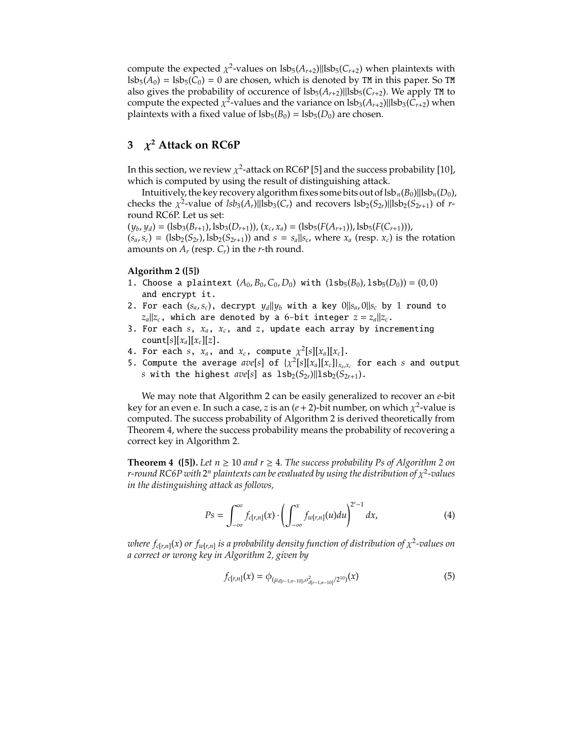compute the expected $\chi^2$-values on $\text{lsb}_5(A_{r+2})||\text{lsb}_5(C_{r+2})$ when plaintexts with $\text{lsb}_5(A_0) = \text{lsb}_5(C_0) = 0$ are chosen, which is denoted by `TM` in this paper. So `TM` also gives the probability of occurence of $\text{lsb}_5(A_{r+2})||\text{lsb}_5(C_{r+2})$. We apply `TM` to compute the expected $\chi^2$-values and the variance on $\text{lsb}_3(A_{r+2})||\text{lsb}_3(C_{r+2})$ when plaintexts with a fixed value of $\text{lsb}_5(B_0) = \text{lsb}_5(D_0)$ are chosen.

## 3 $\chi^2$ Attack on RC6P

In this section, we review $\chi^2$-attack on RC6P [5] and the success probability [10], which is computed by using the result of distinguishing attack.

Intuitively, the key recovery algorithm fixes some bits out of $\text{lsb}_n(B_0)||\text{lsb}_n(D_0)$, checks the $\chi^2$-value of $lsb_3(A_r)||\text{lsb}_3(C_r)$ and recovers $\text{lsb}_2(S_{2r})||\text{lsb}_2(S_{2r+1})$ of $r$-round RC6P. Let us set:
$(y_b, y_d) = (\text{lsb}_3(B_{r+1}), \text{lsb}_3(D_{r+1}))$, $(x_c, x_a) = (\text{lsb}_5(F(A_{r+1})), \text{lsb}_5(F(C_{r+1})))$, $(s_a, s_c) = (\text{lsb}_2(S_{2r}), \text{lsb}_2(S_{2r+1}))$ and $s = s_a||s_c$, where $x_a$ (resp. $x_c$) is the rotation amounts on $A_r$ (resp. $C_r$) in the $r$-th round.

**Algorithm 2 ([5])**

1. Choose a plaintext $(A_0, B_0, C_0, D_0)$ with $(\text{lsb}_5(B_0), \text{lsb}_5(D_0)) = (0, 0)$ and encrypt it.
2. For each $(s_a, s_c)$, decrypt $y_d||y_b$ with a key $0||s_a, 0||s_c$ by 1 round to $z_a||z_c$, which are denoted by a 6-bit integer $z = z_a||z_c$.
3. For each $s$, $x_a$, $x_c$, and $z$, update each array by incrementing count$[s][x_a][x_c][z]$.
4. For each $s$, $x_a$, and $x_c$, compute $\chi^2[s][x_a][x_c]$.
5. Compute the average $ave[s]$ of $\{\chi^2[s][x_a][x_c]\}_{x_a,x_c}$ for each $s$ and output $s$ with the highest $ave[s]$ as $\text{lsb}_2(S_{2r})||\text{lsb}_2(S_{2r+1})$.

We may note that Algorithm 2 can be easily generalized to recover an $e$-bit key for an even e. In such a case, $z$ is an $(e+2)$-bit number, on which $\chi^2$-value is computed. The success probability of Algorithm 2 is derived theoretically from Theorem 4, where the success probability means the probability of recovering a correct key in Algorithm 2.

**Theorem 4 ([5]).** *Let $n \geq 10$ and $r \geq 4$. The success probability Ps of Algorithm 2 on r-round RC6P with $2^n$ plaintexts can be evaluated by using the distribution of $\chi^2$-values in the distinguishing attack as follows,*

$$Ps = \int_{-\infty}^{\infty} f_{c[r,n]}(x) \cdot \left( \int_{-\infty}^{x} f_{w[r,n]}(u) du \right)^{2^e - 1} dx, \tag{4}$$

*where $f_{c[r,n]}(x)$ or $f_{w[r,n]}$ is a probability density function of distribution of $\chi^2$-values on a correct or wrong key in Algorithm 2, given by*

$$f_{c[r,n]}(x) = \phi_{(\mu_{d[r-1,n-10]}, \sigma^2_{d[r-1,n-10]}/2^{10})}(x) \tag{5}$$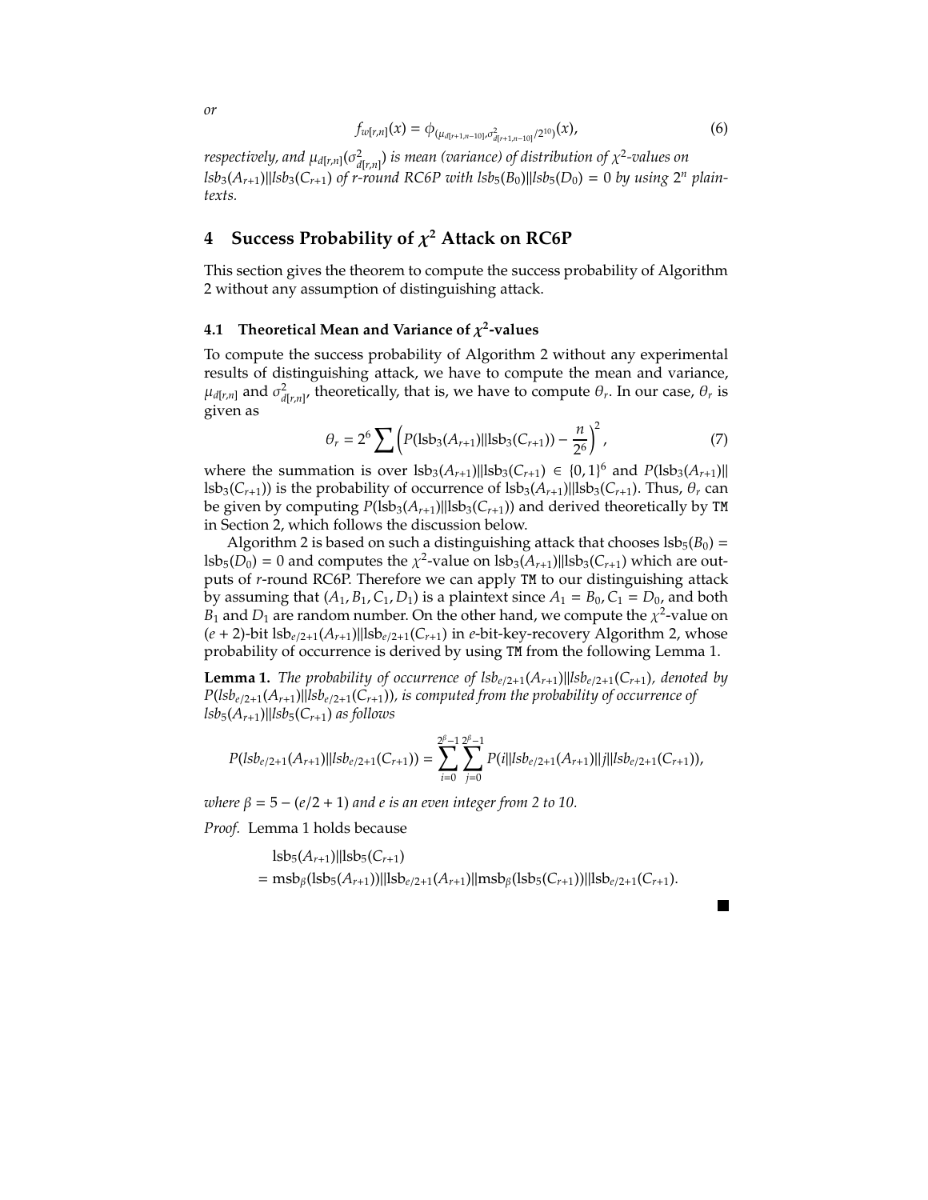*or*

$$f_{w[r,n]}(x) = \phi_{(\mu_{d[r+1,n-10]},\sigma^2_{d[r+1,n-10]}/2^{10})}(x), \tag{6}$$

*respectively, and $\mu_{d[r,n]}(\sigma^2_{d[r,n]})$ is mean (variance) of distribution of $\chi^2$-values on $lsb_3(A_{r+1})||lsb_3(C_{r+1})$ of r-round RC6P with $lsb_5(B_0)||lsb_5(D_0) = 0$ by using $2^n$ plaintexts.*

## 4 Success Probability of $\chi^2$ Attack on RC6P

This section gives the theorem to compute the success probability of Algorithm 2 without any assumption of distinguishing attack.

### 4.1 Theoretical Mean and Variance of $\chi^2$-values

To compute the success probability of Algorithm 2 without any experimental results of distinguishing attack, we have to compute the mean and variance, $\mu_{d[r,n]}$ and $\sigma^2_{d[r,n]}$, theoretically, that is, we have to compute $\theta_r$. In our case, $\theta_r$ is given as

$$\theta_r = 2^6 \sum \left( P(\mathrm{lsb}_3(A_{r+1})||\mathrm{lsb}_3(C_{r+1})) - \frac{n}{2^6} \right)^2, \tag{7}$$

where the summation is over $\mathrm{lsb}_3(A_{r+1})||\mathrm{lsb}_3(C_{r+1}) \in \{0,1\}^6$ and $P(\mathrm{lsb}_3(A_{r+1})|| \mathrm{lsb}_3(C_{r+1}))$ is the probability of occurrence of $\mathrm{lsb}_3(A_{r+1})||\mathrm{lsb}_3(C_{r+1})$. Thus, $\theta_r$ can be given by computing $P(\mathrm{lsb}_3(A_{r+1})||\mathrm{lsb}_3(C_{r+1}))$ and derived theoretically by `TM` in Section 2, which follows the discussion below.

Algorithm 2 is based on such a distinguishing attack that chooses $\mathrm{lsb}_5(B_0) = \mathrm{lsb}_5(D_0) = 0$ and computes the $\chi^2$-value on $\mathrm{lsb}_3(A_{r+1})||\mathrm{lsb}_3(C_{r+1})$ which are outputs of $r$-round RC6P. Therefore we can apply `TM` to our distinguishing attack by assuming that $(A_1, B_1, C_1, D_1)$ is a plaintext since $A_1 = B_0, C_1 = D_0$, and both $B_1$ and $D_1$ are random number. On the other hand, we compute the $\chi^2$-value on $(e + 2)$-bit $\mathrm{lsb}_{e/2+1}(A_{r+1})||\mathrm{lsb}_{e/2+1}(C_{r+1})$ in $e$-bit-key-recovery Algorithm 2, whose probability of occurrence is derived by using `TM` from the following Lemma 1.

**Lemma 1.** *The probability of occurrence of $lsb_{e/2+1}(A_{r+1})||lsb_{e/2+1}(C_{r+1})$, denoted by $P(lsb_{e/2+1}(A_{r+1})||lsb_{e/2+1}(C_{r+1}))$, is computed from the probability of occurrence of $lsb_5(A_{r+1})||lsb_5(C_{r+1})$ as follows*

$$P(lsb_{e/2+1}(A_{r+1})||lsb_{e/2+1}(C_{r+1})) = \sum_{i=0}^{2^\beta-1}\sum_{j=0}^{2^\beta-1} P(i||lsb_{e/2+1}(A_{r+1})||j||lsb_{e/2+1}(C_{r+1})),$$

*where $\beta = 5 - (e/2 + 1)$ and e is an even integer from 2 to 10.*

*Proof.* Lemma 1 holds because

$$\begin{aligned}
&\mathrm{lsb}_5(A_{r+1})||\mathrm{lsb}_5(C_{r+1}) \\
&= \mathrm{msb}_\beta(\mathrm{lsb}_5(A_{r+1}))||\mathrm{lsb}_{e/2+1}(A_{r+1})||\mathrm{msb}_\beta(\mathrm{lsb}_5(C_{r+1}))||\mathrm{lsb}_{e/2+1}(C_{r+1}).
\end{aligned}$$

■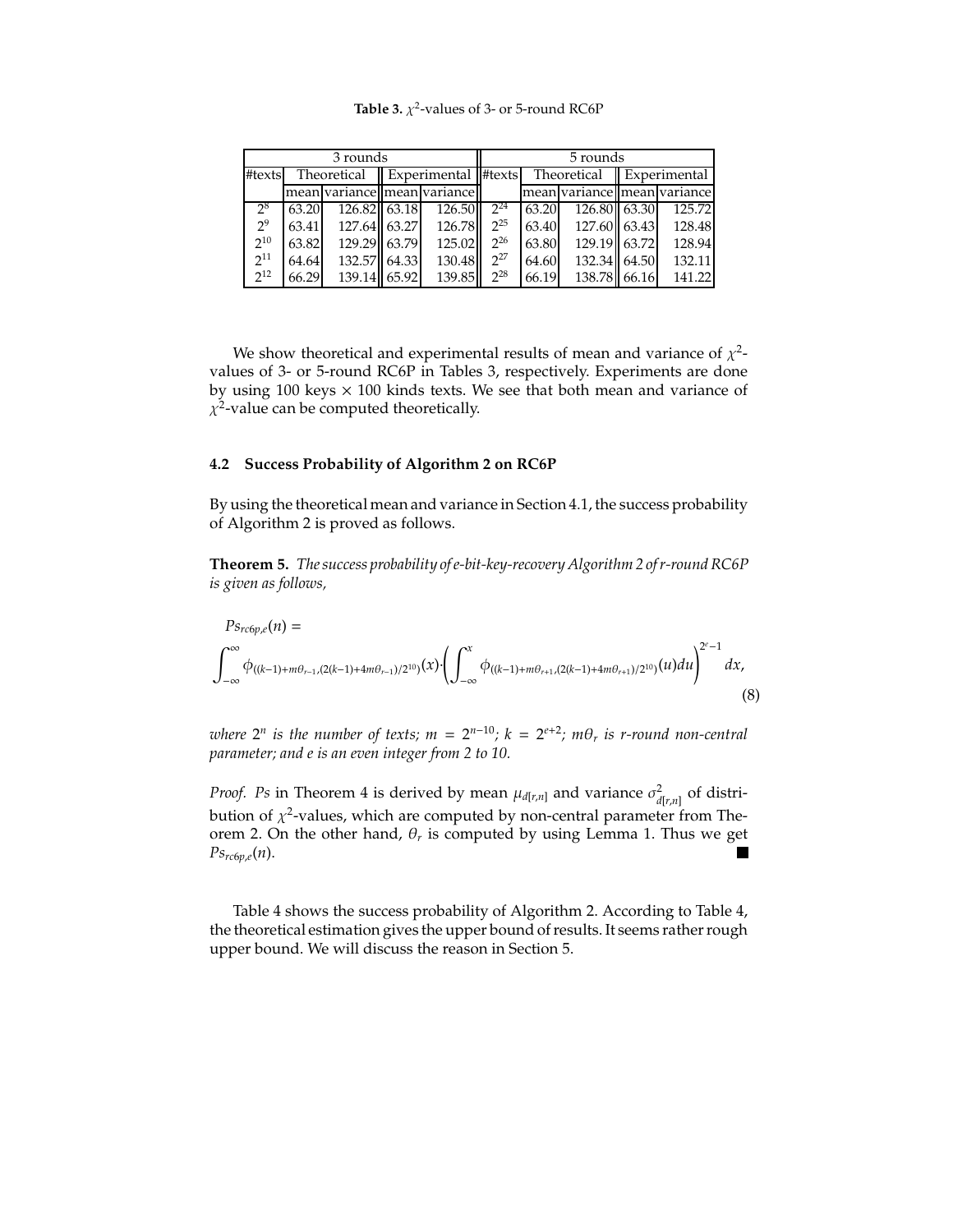**Table 3.** $\chi^2$-values of 3- or 5-round RC6P

| 3 rounds | | | | | 5 rounds | | | | |
|---|---|---|---|---|---|---|---|---|---|
| #texts | Theoretical | | Experimental | | #texts | Theoretical | | Experimental | |
| | mean | variance | mean | variance | | mean | variance | mean | variance |
| $2^8$ | 63.20 | 126.82 | 63.18 | 126.50 | $2^{24}$ | 63.20 | 126.80 | 63.30 | 125.72 |
| $2^9$ | 63.41 | 127.64 | 63.27 | 126.78 | $2^{25}$ | 63.40 | 127.60 | 63.43 | 128.48 |
| $2^{10}$ | 63.82 | 129.29 | 63.79 | 125.02 | $2^{26}$ | 63.80 | 129.19 | 63.72 | 128.94 |
| $2^{11}$ | 64.64 | 132.57 | 64.33 | 130.48 | $2^{27}$ | 64.60 | 132.34 | 64.50 | 132.11 |
| $2^{12}$ | 66.29 | 139.14 | 65.92 | 139.85 | $2^{28}$ | 66.19 | 138.78 | 66.16 | 141.22 |

We show theoretical and experimental results of mean and variance of $\chi^2$-values of 3- or 5-round RC6P in Tables 3, respectively. Experiments are done by using 100 keys $\times$ 100 kinds texts. We see that both mean and variance of $\chi^2$-value can be computed theoretically.

### 4.2 Success Probability of Algorithm 2 on RC6P

By using the theoretical mean and variance in Section 4.1, the success probability of Algorithm 2 is proved as follows.

**Theorem 5.** *The success probability of e-bit-key-recovery Algorithm 2 of r-round RC6P is given as follows,*

$$Ps_{rc6p,e}(n) = \int_{-\infty}^{\infty} \phi_{((k-1)+m\theta_{r-1},(2(k-1)+4m\theta_{r-1})/2^{10})}(x) \cdot \left( \int_{-\infty}^{x} \phi_{((k-1)+m\theta_{r+1},(2(k-1)+4m\theta_{r+1})/2^{10})}(u) du \right)^{2^e-1} dx, \tag{8}$$

*where $2^n$ is the number of texts; $m = 2^{n-10}$; $k = 2^{e+2}$; $m\theta_r$ is r-round non-central parameter; and e is an even integer from 2 to 10.*

*Proof.* $Ps$ in Theorem 4 is derived by mean $\mu_{d[r,n]}$ and variance $\sigma^2_{d[r,n]}$ of distribution of $\chi^2$-values, which are computed by non-central parameter from Theorem 2. On the other hand, $\theta_r$ is computed by using Lemma 1. Thus we get $Ps_{rc6p,e}(n)$. ∎

Table 4 shows the success probability of Algorithm 2. According to Table 4, the theoretical estimation gives the upper bound of results. It seems rather rough upper bound. We will discuss the reason in Section 5.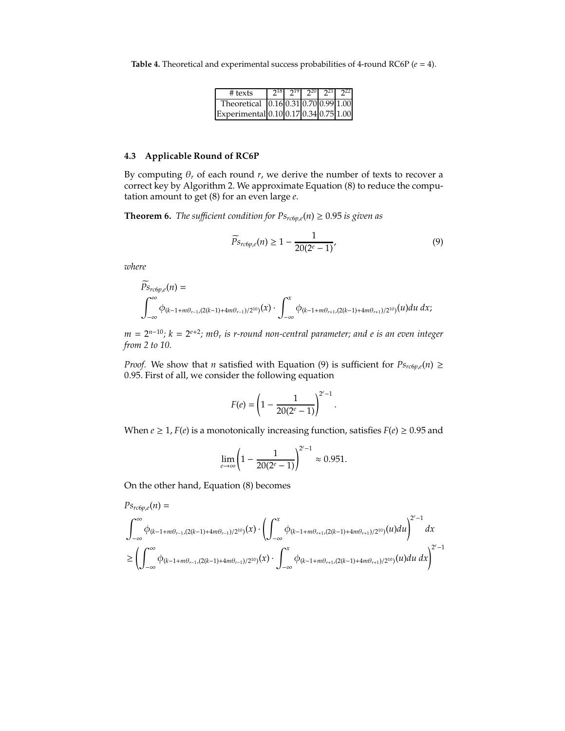**Table 4.** Theoretical and experimental success probabilities of 4-round RC6P ($e = 4$).

| # texts | $2^{18}$ | $2^{19}$ | $2^{20}$ | $2^{21}$ | $2^{22}$ |
|---|---|---|---|---|---|
| Theoretical | 0.16 | 0.31 | 0.70 | 0.99 | 1.00 |
| Experimental | 0.10 | 0.17 | 0.34 | 0.75 | 1.00 |

### 4.3 Applicable Round of RC6P

By computing $\theta_r$ of each round $r$, we derive the number of texts to recover a correct key by Algorithm 2. We approximate Equation (8) to reduce the computation amount to get (8) for an even large $e$.

**Theorem 6.** *The sufficient condition for $Ps_{rc6p,e}(n) \geq 0.95$ is given as*

$$\widetilde{Ps}_{rc6p,e}(n) \geq 1 - \frac{1}{20(2^e - 1)}, \tag{9}$$

*where*

$$\widetilde{Ps}_{rc6p,e}(n) = \int_{-\infty}^{\infty} \phi_{(k-1+m\theta_{r-1},(2(k-1)+4m\theta_{r-1})/2^{10})}(x) \cdot \int_{-\infty}^{x} \phi_{(k-1+m\theta_{r+1},(2(k-1)+4m\theta_{r+1})/2^{10})}(u) du\, dx;$$

*$m = 2^{n-10}$; $k = 2^{e+2}$; $m\theta_r$ is $r$-round non-central parameter; and $e$ is an even integer from 2 to 10.*

*Proof.* We show that $n$ satisfied with Equation (9) is sufficient for $Ps_{rc6p,e}(n) \geq 0.95$. First of all, we consider the following equation

$$F(e) = \left(1 - \frac{1}{20(2^e - 1)}\right)^{2^e - 1}.$$

When $e \geq 1$, $F(e)$ is a monotonically increasing function, satisfies $F(e) \geq 0.95$ and

$$\lim_{e \to \infty} \left(1 - \frac{1}{20(2^e - 1)}\right)^{2^e - 1} \approx 0.951.$$

On the other hand, Equation (8) becomes

$$\begin{aligned}
&Ps_{rc6p,e}(n) = \\
&\int_{-\infty}^{\infty} \phi_{(k-1+m\theta_{r-1},(2(k-1)+4m\theta_{r-1})/2^{10})}(x) \cdot \left(\int_{-\infty}^{x} \phi_{(k-1+m\theta_{r+1},(2(k-1)+4m\theta_{r+1})/2^{10})}(u) du\right)^{2^e - 1} dx \\
&\geq \left(\int_{-\infty}^{\infty} \phi_{(k-1+m\theta_{r-1},(2(k-1)+4m\theta_{r-1})/2^{10})}(x) \cdot \int_{-\infty}^{x} \phi_{(k-1+m\theta_{r+1},(2(k-1)+4m\theta_{r+1})/2^{10})}(u) du\, dx\right)^{2^e - 1}
\end{aligned}$$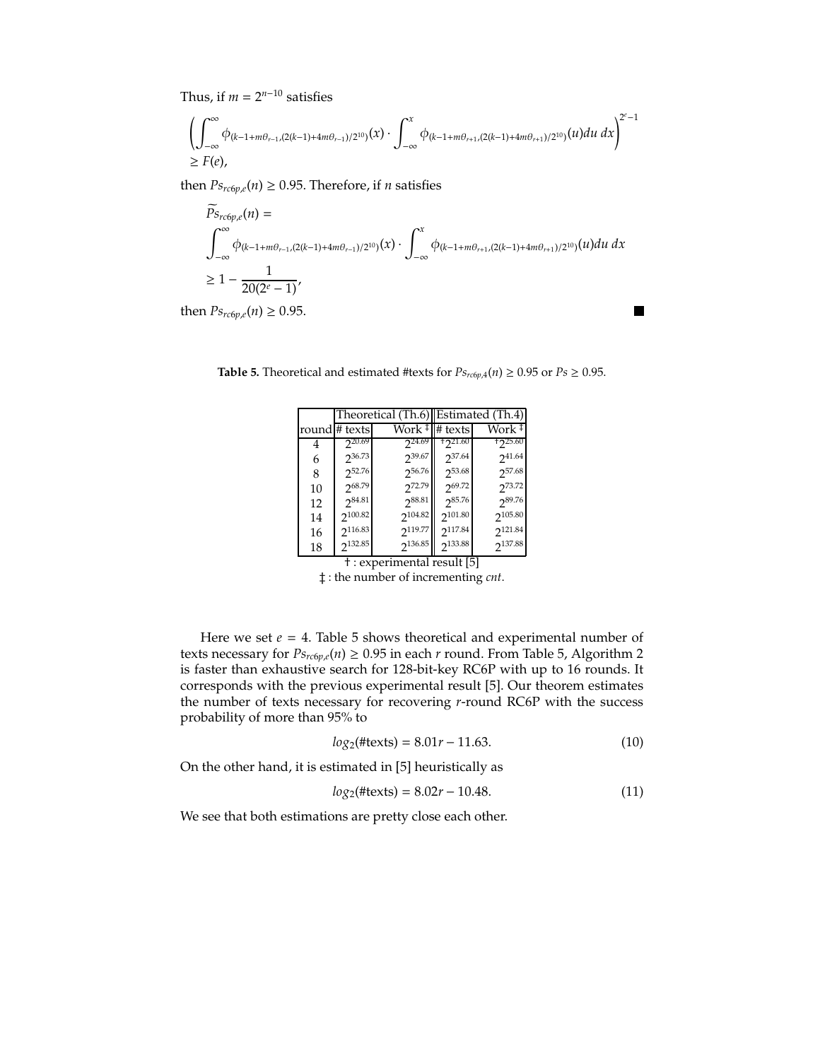Thus, if $m = 2^{n-10}$ satisfies

$$\left( \int_{-\infty}^{\infty} \phi_{(k-1+m\theta_{r-1},(2(k-1)+4m\theta_{r-1})/2^{10})}(x) \cdot \int_{-\infty}^{x} \phi_{(k-1+m\theta_{r+1},(2(k-1)+4m\theta_{r+1})/2^{10})}(u) du \, dx \right)^{2^e - 1} \geq F(e),$$

then $Ps_{rc6p,e}(n) \geq 0.95$. Therefore, if $n$ satisfies

$$\widetilde{Ps}_{rc6p,e}(n) = \int_{-\infty}^{\infty} \phi_{(k-1+m\theta_{r-1},(2(k-1)+4m\theta_{r-1})/2^{10})}(x) \cdot \int_{-\infty}^{x} \phi_{(k-1+m\theta_{r+1},(2(k-1)+4m\theta_{r+1})/2^{10})}(u) du \, dx \geq 1 - \frac{1}{20(2^e - 1)},$$

then $Ps_{rc6p,e}(n) \geq 0.95$. ∎

**Table 5.** Theoretical and estimated #texts for $Ps_{rc6p,4}(n) \geq 0.95$ or $Ps \geq 0.95$.

| | Theoretical (Th.6) | | Estimated (Th.4) | |
|---|---|---|---|---|
| round | # texts | Work ‡ | # texts | Work ‡ |
| 4 | $2^{20.69}$ | $2^{24.69}$ | † $2^{21.60}$ | † $2^{25.60}$ |
| 6 | $2^{36.73}$ | $2^{39.67}$ | $2^{37.64}$ | $2^{41.64}$ |
| 8 | $2^{52.76}$ | $2^{56.76}$ | $2^{53.68}$ | $2^{57.68}$ |
| 10 | $2^{68.79}$ | $2^{72.79}$ | $2^{69.72}$ | $2^{73.72}$ |
| 12 | $2^{84.81}$ | $2^{88.81}$ | $2^{85.76}$ | $2^{89.76}$ |
| 14 | $2^{100.82}$ | $2^{104.82}$ | $2^{101.80}$ | $2^{105.80}$ |
| 16 | $2^{116.83}$ | $2^{119.77}$ | $2^{117.84}$ | $2^{121.84}$ |
| 18 | $2^{132.85}$ | $2^{136.85}$ | $2^{133.88}$ | $2^{137.88}$ |

† : experimental result [5]

‡ : the number of incrementing *cnt*.

Here we set $e = 4$. Table 5 shows theoretical and experimental number of texts necessary for $Ps_{rc6p,e}(n) \geq 0.95$ in each $r$ round. From Table 5, Algorithm 2 is faster than exhaustive search for 128-bit-key RC6P with up to 16 rounds. It corresponds with the previous experimental result [5]. Our theorem estimates the number of texts necessary for recovering $r$-round RC6P with the success probability of more than 95% to

$$log_2(\#\text{texts}) = 8.01r - 11.63. \tag{10}$$

On the other hand, it is estimated in [5] heuristically as

$$log_2(\#\text{texts}) = 8.02r - 10.48. \tag{11}$$

We see that both estimations are pretty close each other.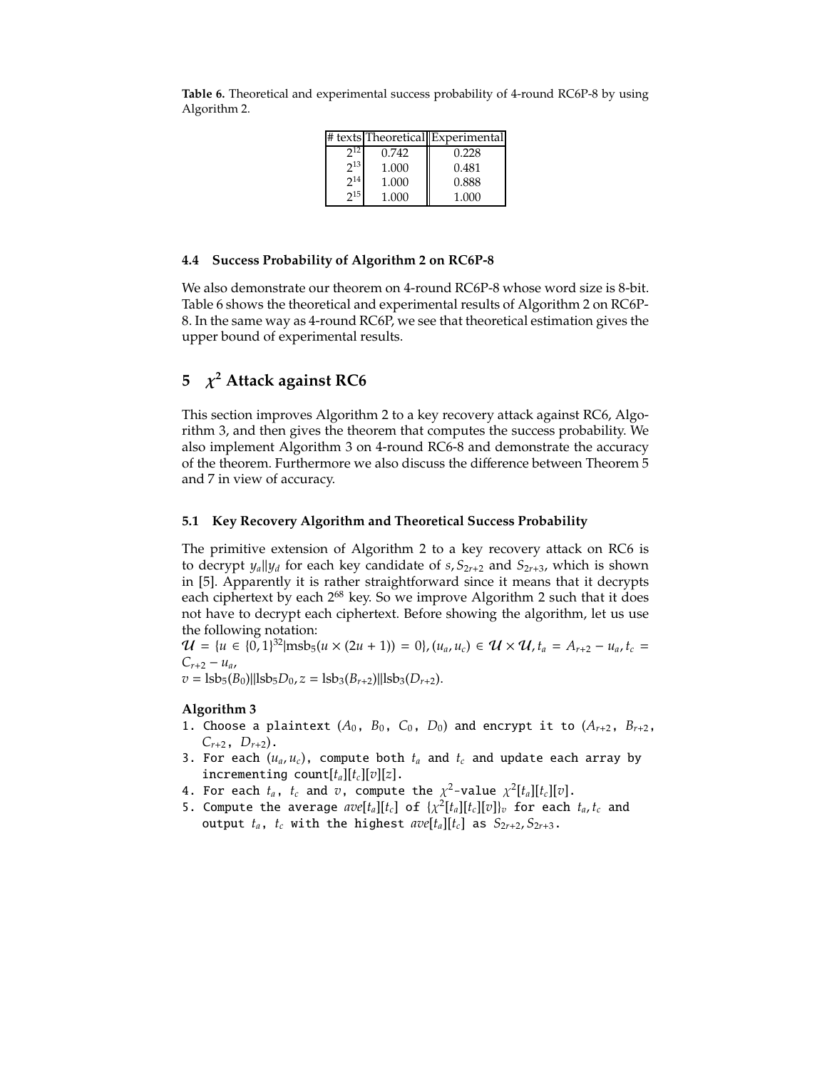**Table 6.** Theoretical and experimental success probability of 4-round RC6P-8 by using Algorithm 2.

| # texts | Theoretical | Experimental |
|---|---|---|
| $2^{12}$ | 0.742 | 0.228 |
| $2^{13}$ | 1.000 | 0.481 |
| $2^{14}$ | 1.000 | 0.888 |
| $2^{15}$ | 1.000 | 1.000 |

### 4.4 Success Probability of Algorithm 2 on RC6P-8

We also demonstrate our theorem on 4-round RC6P-8 whose word size is 8-bit. Table 6 shows the theoretical and experimental results of Algorithm 2 on RC6P-8. In the same way as 4-round RC6P, we see that theoretical estimation gives the upper bound of experimental results.

## 5 $\chi^2$ Attack against RC6

This section improves Algorithm 2 to a key recovery attack against RC6, Algorithm 3, and then gives the theorem that computes the success probability. We also implement Algorithm 3 on 4-round RC6-8 and demonstrate the accuracy of the theorem. Furthermore we also discuss the difference between Theorem 5 and 7 in view of accuracy.

### 5.1 Key Recovery Algorithm and Theoretical Success Probability

The primitive extension of Algorithm 2 to a key recovery attack on RC6 is to decrypt $y_a||y_d$ for each key candidate of $s, S_{2r+2}$ and $S_{2r+3}$, which is shown in [5]. Apparently it is rather straightforward since it means that it decrypts each ciphertext by each $2^{68}$ key. So we improve Algorithm 2 such that it does not have to decrypt each ciphertext. Before showing the algorithm, let us use the following notation:
$\mathcal{U} = \{u \in \{0,1\}^{32} | \text{msb}_5(u \times (2u+1)) = 0\}, (u_a, u_c) \in \mathcal{U} \times \mathcal{U}, t_a = A_{r+2} - u_a, t_c = C_{r+2} - u_a$,
$v = \text{lsb}_5(B_0)||\text{lsb}_5 D_0, z = \text{lsb}_3(B_{r+2})||\text{lsb}_3(D_{r+2})$.

**Algorithm 3**

1. Choose a plaintext $(A_0, B_0, C_0, D_0)$ and encrypt it to $(A_{r+2}, B_{r+2}, C_{r+2}, D_{r+2})$.
3. For each $(u_a, u_c)$, compute both $t_a$ and $t_c$ and update each array by incrementing count$[t_a][t_c][v][z]$.
4. For each $t_a$, $t_c$ and $v$, compute the $\chi^2$-value $\chi^2[t_a][t_c][v]$.
5. Compute the average $ave[t_a][t_c]$ of $\{\chi^2[t_a][t_c][v]\}_v$ for each $t_a, t_c$ and output $t_a$, $t_c$ with the highest $ave[t_a][t_c]$ as $S_{2r+2}, S_{2r+3}$.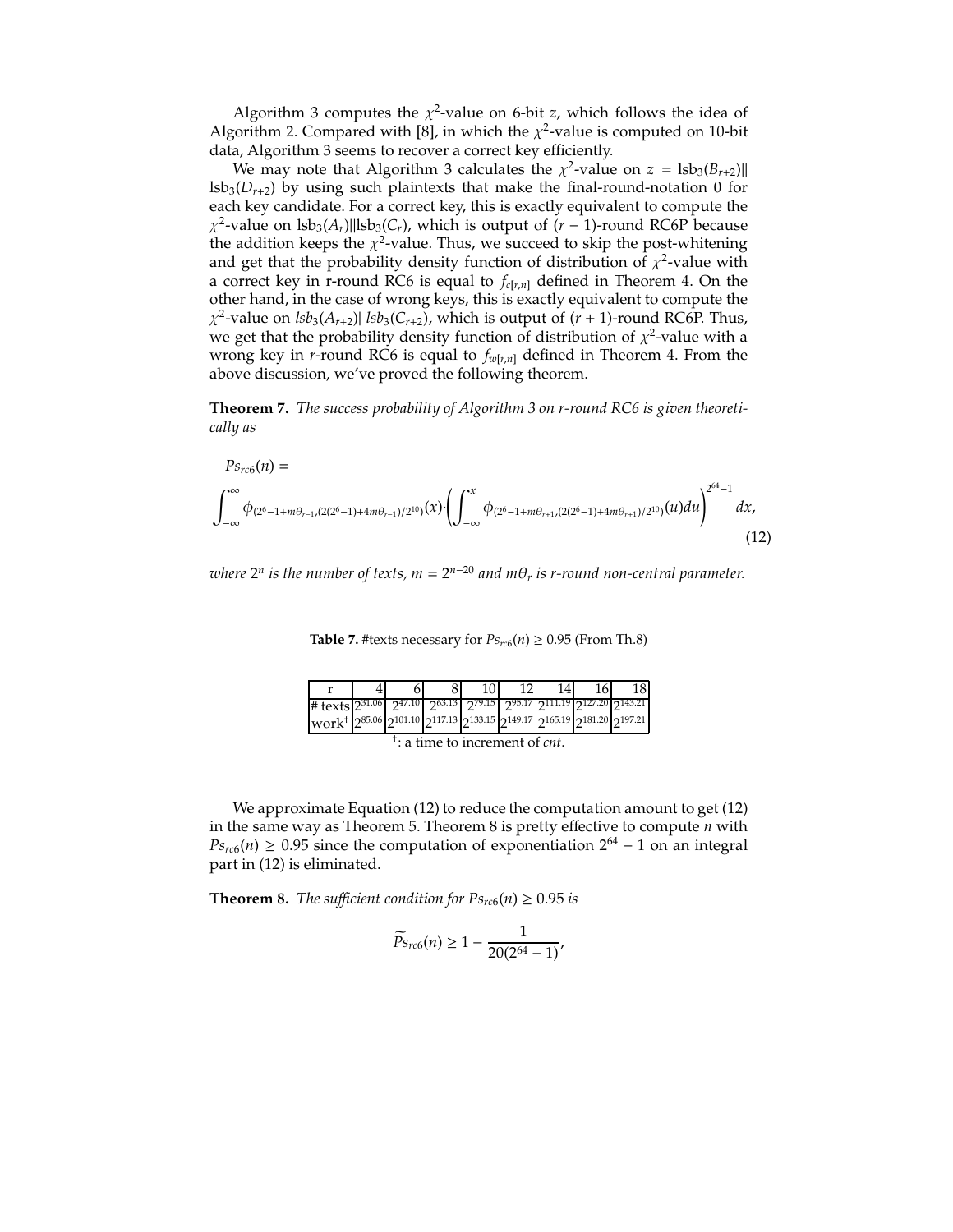Algorithm 3 computes the $\chi^2$-value on 6-bit $z$, which follows the idea of Algorithm 2. Compared with [8], in which the $\chi^2$-value is computed on 10-bit data, Algorithm 3 seems to recover a correct key efficiently.

We may note that Algorithm 3 calculates the $\chi^2$-value on $z = \text{lsb}_3(B_{r+2})\|$ $\text{lsb}_3(D_{r+2})$ by using such plaintexts that make the final-round-notation 0 for each key candidate. For a correct key, this is exactly equivalent to compute the $\chi^2$-value on $\text{lsb}_3(A_r)\|\text{lsb}_3(C_r)$, which is output of $(r-1)$-round RC6P because the addition keeps the $\chi^2$-value. Thus, we succeed to skip the post-whitening and get that the probability density function of distribution of $\chi^2$-value with a correct key in r-round RC6 is equal to $f_{c[r,n]}$ defined in Theorem 4. On the other hand, in the case of wrong keys, this is exactly equivalent to compute the $\chi^2$-value on $lsb_3(A_{r+2})|\ lsb_3(C_{r+2})$, which is output of $(r+1)$-round RC6P. Thus, we get that the probability density function of distribution of $\chi^2$-value with a wrong key in $r$-round RC6 is equal to $f_{w[r,n]}$ defined in Theorem 4. From the above discussion, we've proved the following theorem.

**Theorem 7.** *The success probability of Algorithm 3 on r-round RC6 is given theoretically as*

$$Ps_{rc6}(n) =$$
$$\int_{-\infty}^{\infty} \phi_{(2^6-1+m\theta_{r-1},(2(2^6-1)+4m\theta_{r-1})/2^{10})}(x) \cdot \left( \int_{-\infty}^{x} \phi_{(2^6-1+m\theta_{r+1},(2(2^6-1)+4m\theta_{r+1})/2^{10})}(u)du \right)^{2^{64}-1} dx, \quad (12)$$

*where $2^n$ is the number of texts, $m = 2^{n-20}$ and $m\theta_r$ is r-round non-central parameter.*

**Table 7.** #texts necessary for $Ps_{rc6}(n) \geq 0.95$ (From Th.8)

| r | 4 | 6 | 8 | 10 | 12 | 14 | 16 | 18 |
|---|---|---|---|---|---|---|---|---|
| # texts | $2^{31.06}$ | $2^{47.10}$ | $2^{63.13}$ | $2^{79.15}$ | $2^{95.17}$ | $2^{111.19}$ | $2^{127.20}$ | $2^{143.21}$ |
| work† | $2^{85.06}$ | $2^{101.10}$ | $2^{117.13}$ | $2^{133.15}$ | $2^{149.17}$ | $2^{165.19}$ | $2^{181.20}$ | $2^{197.21}$ |

†: a time to increment of *cnt*.

We approximate Equation (12) to reduce the computation amount to get (12) in the same way as Theorem 5. Theorem 8 is pretty effective to compute $n$ with $Ps_{rc6}(n) \geq 0.95$ since the computation of exponentiation $2^{64}-1$ on an integral part in (12) is eliminated.

**Theorem 8.** *The sufficient condition for $Ps_{rc6}(n) \geq 0.95$ is*

$$\widetilde{Ps}_{rc6}(n) \geq 1 - \frac{1}{20(2^{64}-1)},$$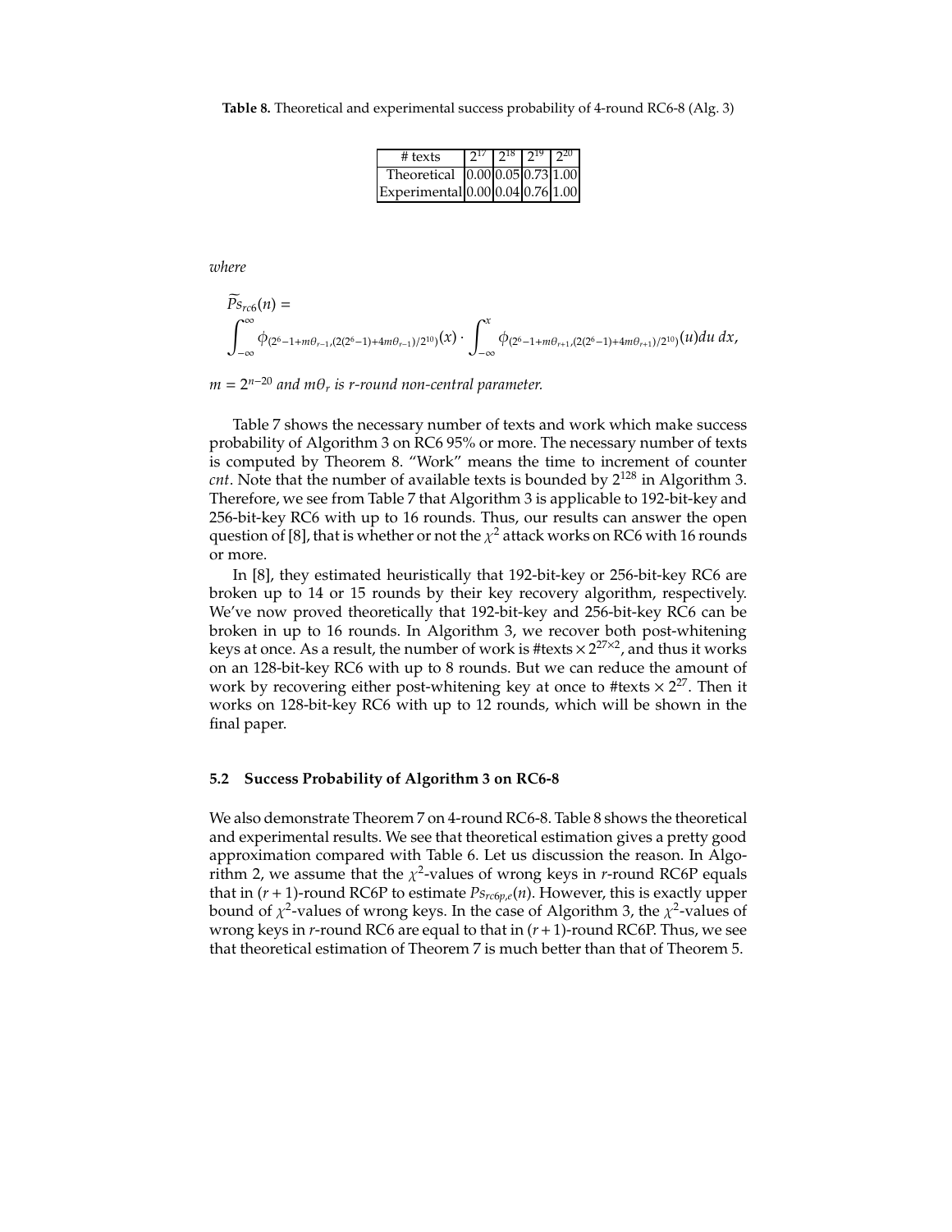**Table 8.** Theoretical and experimental success probability of 4-round RC6-8 (Alg. 3)

| # texts | $2^{17}$ | $2^{18}$ | $2^{19}$ | $2^{20}$ |
|---|---|---|---|---|
| Theoretical | 0.00 | 0.05 | 0.73 | 1.00 |
| Experimental | 0.00 | 0.04 | 0.76 | 1.00 |

*where*

$$\widetilde{Ps}_{rc6}(n) = \int_{-\infty}^{\infty} \phi_{(2^6-1+m\theta_{r-1},(2(2^6-1)+4m\theta_{r-1})/2^{10})}(x) \cdot \int_{-\infty}^{x} \phi_{(2^6-1+m\theta_{r+1},(2(2^6-1)+4m\theta_{r+1})/2^{10})}(u)du\, dx,$$

$m = 2^{n-20}$ *and* $m\theta_r$ *is r-round non-central parameter.*

Table 7 shows the necessary number of texts and work which make success probability of Algorithm 3 on RC6 95% or more. The necessary number of texts is computed by Theorem 8. "Work" means the time to increment of counter *cnt*. Note that the number of available texts is bounded by $2^{128}$ in Algorithm 3. Therefore, we see from Table 7 that Algorithm 3 is applicable to 192-bit-key and 256-bit-key RC6 with up to 16 rounds. Thus, our results can answer the open question of [8], that is whether or not the $\chi^2$ attack works on RC6 with 16 rounds or more.

In [8], they estimated heuristically that 192-bit-key or 256-bit-key RC6 are broken up to 14 or 15 rounds by their key recovery algorithm, respectively. We've now proved theoretically that 192-bit-key and 256-bit-key RC6 can be broken in up to 16 rounds. In Algorithm 3, we recover both post-whitening keys at once. As a result, the number of work is #texts $\times 2^{27\times 2}$, and thus it works on an 128-bit-key RC6 with up to 8 rounds. But we can reduce the amount of work by recovering either post-whitening key at once to #texts $\times 2^{27}$. Then it works on 128-bit-key RC6 with up to 12 rounds, which will be shown in the final paper.

### 5.2 Success Probability of Algorithm 3 on RC6-8

We also demonstrate Theorem 7 on 4-round RC6-8. Table 8 shows the theoretical and experimental results. We see that theoretical estimation gives a pretty good approximation compared with Table 6. Let us discussion the reason. In Algorithm 2, we assume that the $\chi^2$-values of wrong keys in $r$-round RC6P equals that in $(r+1)$-round RC6P to estimate $Ps_{rc6p,e}(n)$. However, this is exactly upper bound of $\chi^2$-values of wrong keys. In the case of Algorithm 3, the $\chi^2$-values of wrong keys in $r$-round RC6 are equal to that in $(r+1)$-round RC6P. Thus, we see that theoretical estimation of Theorem 7 is much better than that of Theorem 5.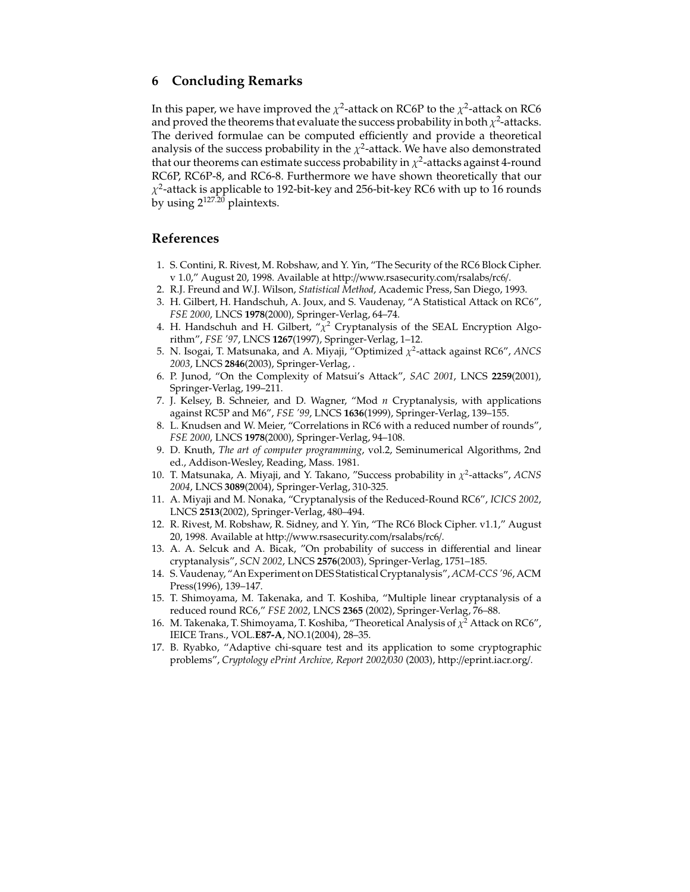## 6 Concluding Remarks

In this paper, we have improved the $\chi^2$-attack on RC6P to the $\chi^2$-attack on RC6 and proved the theorems that evaluate the success probability in both $\chi^2$-attacks. The derived formulae can be computed efficiently and provide a theoretical analysis of the success probability in the $\chi^2$-attack. We have also demonstrated that our theorems can estimate success probability in $\chi^2$-attacks against 4-round RC6P, RC6P-8, and RC6-8. Furthermore we have shown theoretically that our $\chi^2$-attack is applicable to 192-bit-key and 256-bit-key RC6 with up to 16 rounds by using $2^{127.20}$ plaintexts.

## References

1. S. Contini, R. Rivest, M. Robshaw, and Y. Yin, "The Security of the RC6 Block Cipher. v 1.0," August 20, 1998. Available at http://www.rsasecurity.com/rsalabs/rc6/.
2. R.J. Freund and W.J. Wilson, *Statistical Method*, Academic Press, San Diego, 1993.
3. H. Gilbert, H. Handschuh, A. Joux, and S. Vaudenay, "A Statistical Attack on RC6", *FSE 2000*, LNCS **1978**(2000), Springer-Verlag, 64–74.
4. H. Handschuh and H. Gilbert, "$\chi^2$ Cryptanalysis of the SEAL Encryption Algorithm", *FSE '97*, LNCS **1267**(1997), Springer-Verlag, 1–12.
5. N. Isogai, T. Matsunaka, and A. Miyaji, "Optimized $\chi^2$-attack against RC6", *ANCS 2003*, LNCS **2846**(2003), Springer-Verlag, .
6. P. Junod, "On the Complexity of Matsui's Attack", *SAC 2001*, LNCS **2259**(2001), Springer-Verlag, 199–211.
7. J. Kelsey, B. Schneier, and D. Wagner, "Mod *n* Cryptanalysis, with applications against RC5P and M6", *FSE '99*, LNCS **1636**(1999), Springer-Verlag, 139–155.
8. L. Knudsen and W. Meier, "Correlations in RC6 with a reduced number of rounds", *FSE 2000*, LNCS **1978**(2000), Springer-Verlag, 94–108.
9. D. Knuth, *The art of computer programming*, vol.2, Seminumerical Algorithms, 2nd ed., Addison-Wesley, Reading, Mass. 1981.
10. T. Matsunaka, A. Miyaji, and Y. Takano, "Success probability in $\chi^2$-attacks", *ACNS 2004*, LNCS **3089**(2004), Springer-Verlag, 310-325.
11. A. Miyaji and M. Nonaka, "Cryptanalysis of the Reduced-Round RC6", *ICICS 2002*, LNCS **2513**(2002), Springer-Verlag, 480–494.
12. R. Rivest, M. Robshaw, R. Sidney, and Y. Yin, "The RC6 Block Cipher. v1.1," August 20, 1998. Available at http://www.rsasecurity.com/rsalabs/rc6/.
13. A. A. Selcuk and A. Bicak, "On probability of success in differential and linear cryptanalysis", *SCN 2002*, LNCS **2576**(2003), Springer-Verlag, 1751–185.
14. S. Vaudenay, "An Experiment on DES Statistical Cryptanalysis", *ACM-CCS '96*, ACM Press(1996), 139–147.
15. T. Shimoyama, M. Takenaka, and T. Koshiba, "Multiple linear cryptanalysis of a reduced round RC6," *FSE 2002*, LNCS **2365** (2002), Springer-Verlag, 76–88.
16. M. Takenaka, T. Shimoyama, T. Koshiba, "Theoretical Analysis of $\chi^2$ Attack on RC6", IEICE Trans., VOL.**E87-A**, NO.1(2004), 28–35.
17. B. Ryabko, "Adaptive chi-square test and its application to some cryptographic problems", *Cryptology ePrint Archive, Report 2002/030* (2003), http://eprint.iacr.org/.